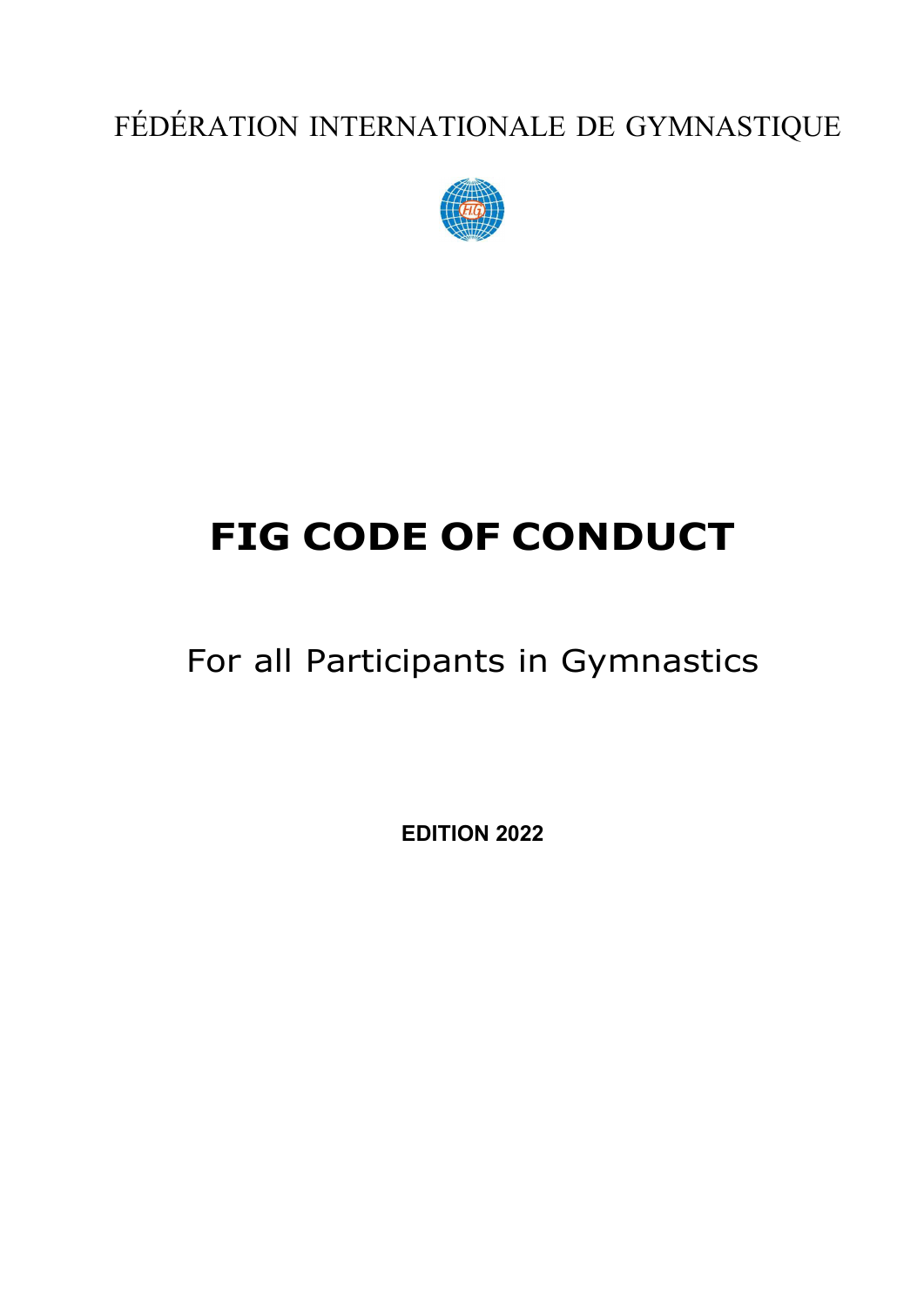FÉDÉRATION INTERNATIONALE DE GYMNASTIQUE

# FIG CODE OF CONDUCT

For all Participants in Gymnastics

**EDITION 2022**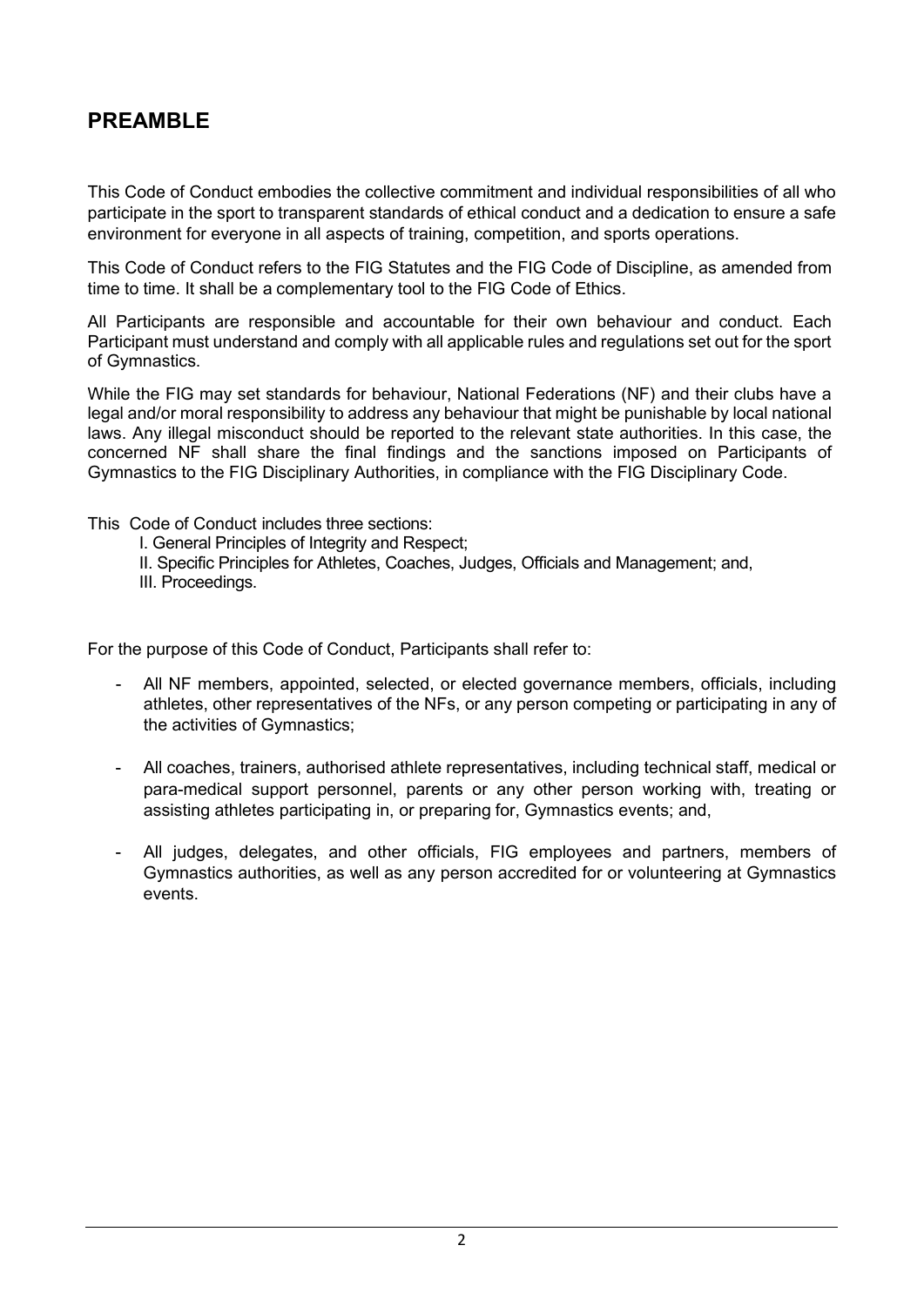## PREAMBLE

This Code of Conduct embodies the collective commitment and individual responsibilities of all who participate in the sport to transparent standards of ethical conduct and a dedication to ensure a safe environment for everyone in all aspects of training, competition, and sports operations.

This Code of Conduct refers to the FIG Statutes and the FIG Code of Discipline, as amended from time to time. It shall be a complementary tool to the FIG Code of Ethics.

All Participants are responsible and accountable for their own behaviour and conduct. Each Participant must understand and comply with all applicable rules and regulations set out for the sport of Gymnastics.

While the FIG may set standards for behaviour, National Federations (NF) and their clubs have a legal and/or moral responsibility to address any behaviour that might be punishable by local national laws. Any illegal misconduct should be reported to the relevant state authorities. In this case, the concerned NF shall share the final findings and the sanctions imposed on Participants of Gymnastics to the FIG Disciplinary Authorities, in compliance with the FIG Disciplinary Code.

This Code of Conduct includes three sections:

I. General Principles of Integrity and Respect;
II. Specific Principles for Athletes, Coaches, Judges, Officials and Management; and,
III. Proceedings.

For the purpose of this Code of Conduct, Participants shall refer to:

- All NF members, appointed, selected, or elected governance members, officials, including athletes, other representatives of the NFs, or any person competing or participating in any of the activities of Gymnastics;

- All coaches, trainers, authorised athlete representatives, including technical staff, medical or para-medical support personnel, parents or any other person working with, treating or assisting athletes participating in, or preparing for, Gymnastics events; and,

- All judges, delegates, and other officials, FIG employees and partners, members of Gymnastics authorities, as well as any person accredited for or volunteering at Gymnastics events.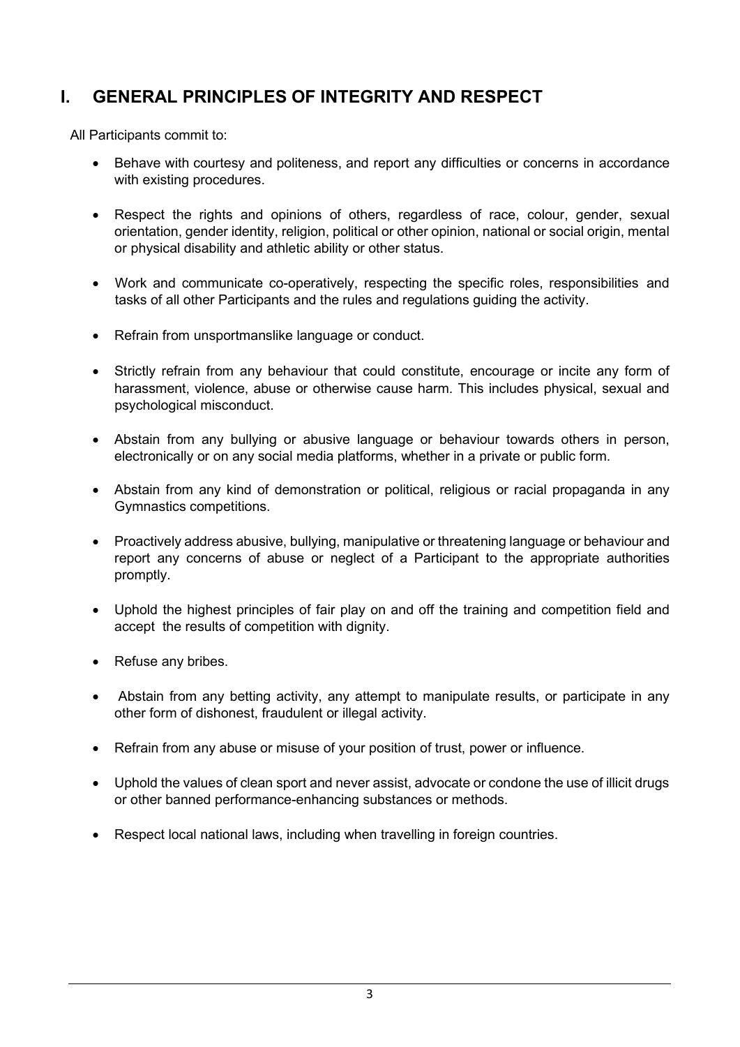## I. GENERAL PRINCIPLES OF INTEGRITY AND RESPECT

All Participants commit to:

- Behave with courtesy and politeness, and report any difficulties or concerns in accordance with existing procedures.
- Respect the rights and opinions of others, regardless of race, colour, gender, sexual orientation, gender identity, religion, political or other opinion, national or social origin, mental or physical disability and athletic ability or other status.
- Work and communicate co-operatively, respecting the specific roles, responsibilities and tasks of all other Participants and the rules and regulations guiding the activity.
- Refrain from unsportmanslike language or conduct.
- Strictly refrain from any behaviour that could constitute, encourage or incite any form of harassment, violence, abuse or otherwise cause harm. This includes physical, sexual and psychological misconduct.
- Abstain from any bullying or abusive language or behaviour towards others in person, electronically or on any social media platforms, whether in a private or public form.
- Abstain from any kind of demonstration or political, religious or racial propaganda in any Gymnastics competitions.
- Proactively address abusive, bullying, manipulative or threatening language or behaviour and report any concerns of abuse or neglect of a Participant to the appropriate authorities promptly.
- Uphold the highest principles of fair play on and off the training and competition field and accept the results of competition with dignity.
- Refuse any bribes.
- Abstain from any betting activity, any attempt to manipulate results, or participate in any other form of dishonest, fraudulent or illegal activity.
- Refrain from any abuse or misuse of your position of trust, power or influence.
- Uphold the values of clean sport and never assist, advocate or condone the use of illicit drugs or other banned performance-enhancing substances or methods.
- Respect local national laws, including when travelling in foreign countries.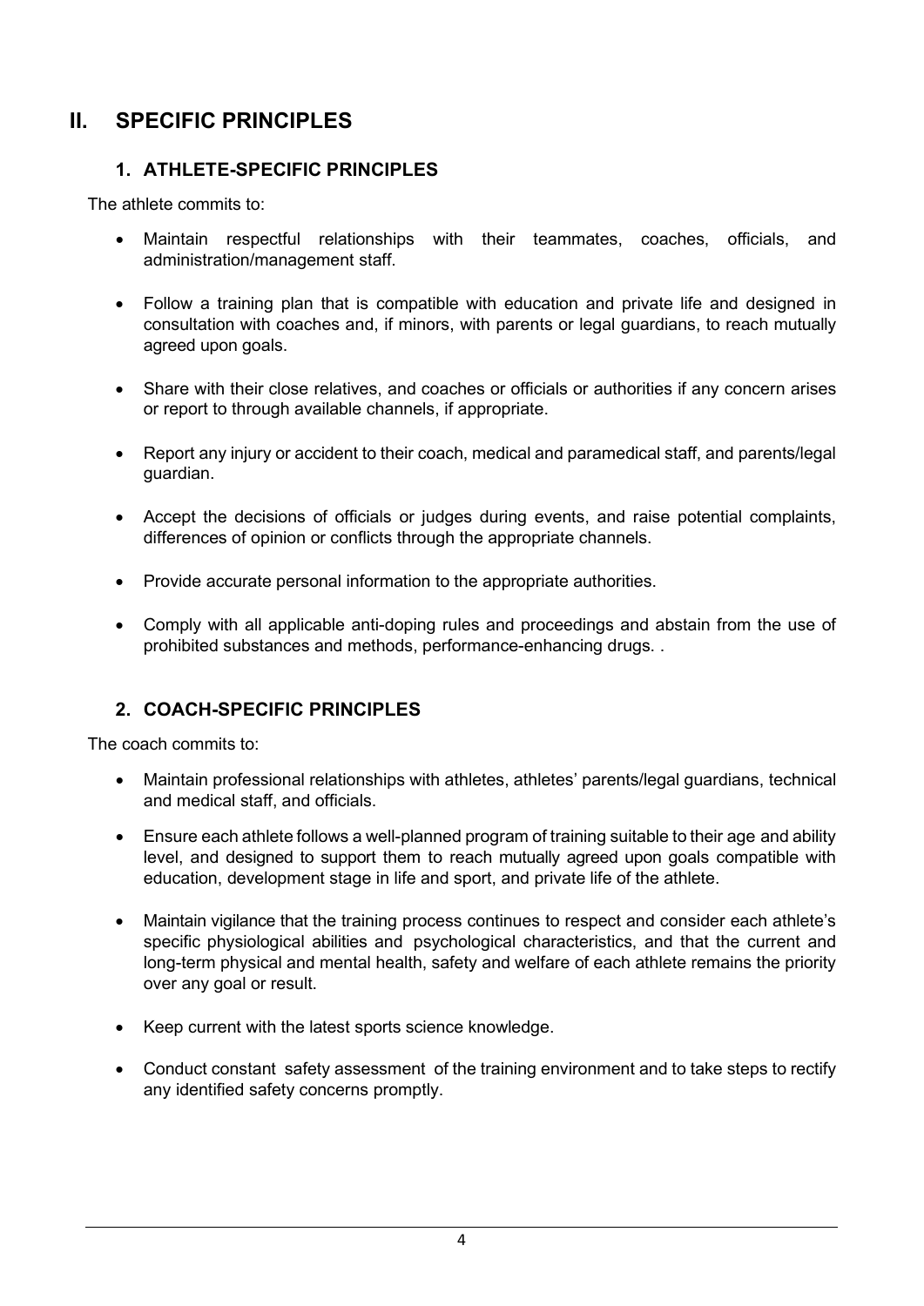# II. SPECIFIC PRINCIPLES

## 1. ATHLETE-SPECIFIC PRINCIPLES

The athlete commits to:

- Maintain respectful relationships with their teammates, coaches, officials, and administration/management staff.
- Follow a training plan that is compatible with education and private life and designed in consultation with coaches and, if minors, with parents or legal guardians, to reach mutually agreed upon goals.
- Share with their close relatives, and coaches or officials or authorities if any concern arises or report to through available channels, if appropriate.
- Report any injury or accident to their coach, medical and paramedical staff, and parents/legal guardian.
- Accept the decisions of officials or judges during events, and raise potential complaints, differences of opinion or conflicts through the appropriate channels.
- Provide accurate personal information to the appropriate authorities.
- Comply with all applicable anti-doping rules and proceedings and abstain from the use of prohibited substances and methods, performance-enhancing drugs. .

## 2. COACH-SPECIFIC PRINCIPLES

The coach commits to:

- Maintain professional relationships with athletes, athletes' parents/legal guardians, technical and medical staff, and officials.
- Ensure each athlete follows a well-planned program of training suitable to their age and ability level, and designed to support them to reach mutually agreed upon goals compatible with education, development stage in life and sport, and private life of the athlete.
- Maintain vigilance that the training process continues to respect and consider each athlete's specific physiological abilities and psychological characteristics, and that the current and long-term physical and mental health, safety and welfare of each athlete remains the priority over any goal or result.
- Keep current with the latest sports science knowledge.
- Conduct constant safety assessment of the training environment and to take steps to rectify any identified safety concerns promptly.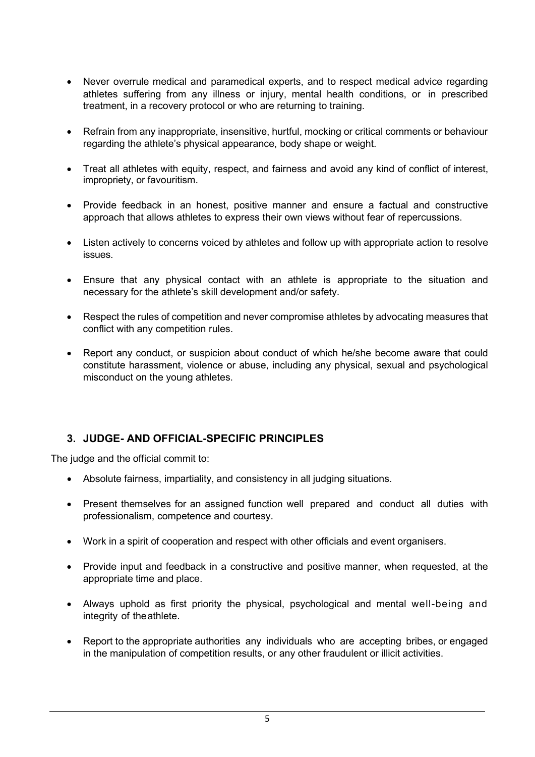- Never overrule medical and paramedical experts, and to respect medical advice regarding athletes suffering from any illness or injury, mental health conditions, or in prescribed treatment, in a recovery protocol or who are returning to training.
- Refrain from any inappropriate, insensitive, hurtful, mocking or critical comments or behaviour regarding the athlete's physical appearance, body shape or weight.
- Treat all athletes with equity, respect, and fairness and avoid any kind of conflict of interest, impropriety, or favouritism.
- Provide feedback in an honest, positive manner and ensure a factual and constructive approach that allows athletes to express their own views without fear of repercussions.
- Listen actively to concerns voiced by athletes and follow up with appropriate action to resolve issues.
- Ensure that any physical contact with an athlete is appropriate to the situation and necessary for the athlete's skill development and/or safety.
- Respect the rules of competition and never compromise athletes by advocating measures that conflict with any competition rules.
- Report any conduct, or suspicion about conduct of which he/she become aware that could constitute harassment, violence or abuse, including any physical, sexual and psychological misconduct on the young athletes.

## 3. JUDGE- AND OFFICIAL-SPECIFIC PRINCIPLES

The judge and the official commit to:

- Absolute fairness, impartiality, and consistency in all judging situations.
- Present themselves for an assigned function well prepared and conduct all duties with professionalism, competence and courtesy.
- Work in a spirit of cooperation and respect with other officials and event organisers.
- Provide input and feedback in a constructive and positive manner, when requested, at the appropriate time and place.
- Always uphold as first priority the physical, psychological and mental well-being and integrity of theathlete.
- Report to the appropriate authorities any individuals who are accepting bribes, or engaged in the manipulation of competition results, or any other fraudulent or illicit activities.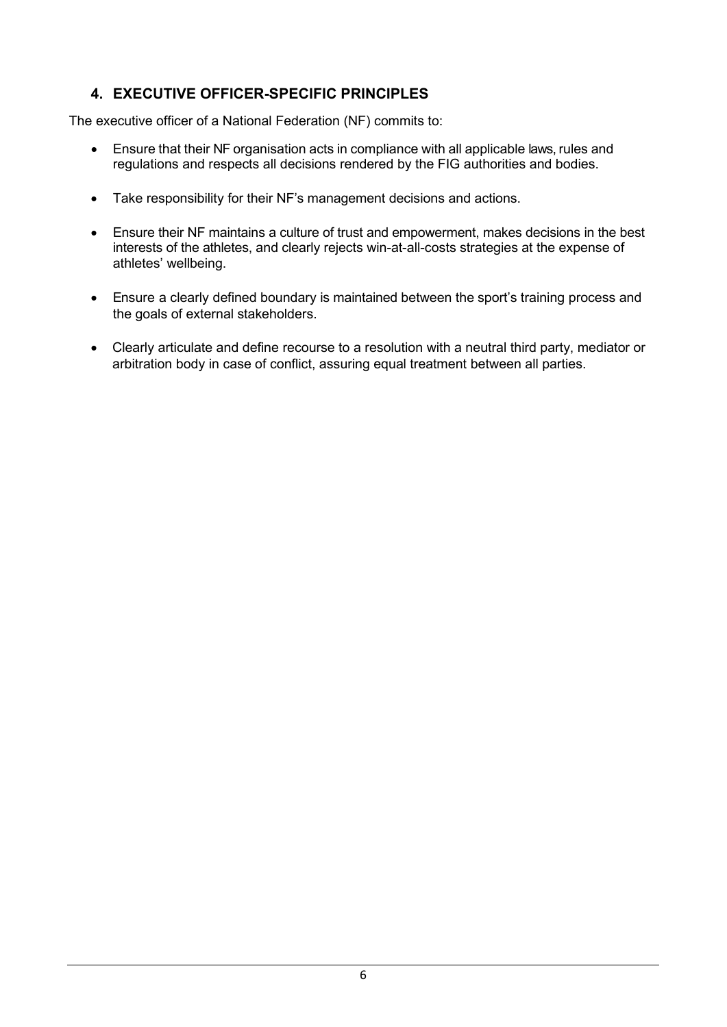## 4. EXECUTIVE OFFICER-SPECIFIC PRINCIPLES

The executive officer of a National Federation (NF) commits to:

- Ensure that their NF organisation acts in compliance with all applicable laws, rules and regulations and respects all decisions rendered by the FIG authorities and bodies.
- Take responsibility for their NF's management decisions and actions.
- Ensure their NF maintains a culture of trust and empowerment, makes decisions in the best interests of the athletes, and clearly rejects win-at-all-costs strategies at the expense of athletes' wellbeing.
- Ensure a clearly defined boundary is maintained between the sport's training process and the goals of external stakeholders.
- Clearly articulate and define recourse to a resolution with a neutral third party, mediator or arbitration body in case of conflict, assuring equal treatment between all parties.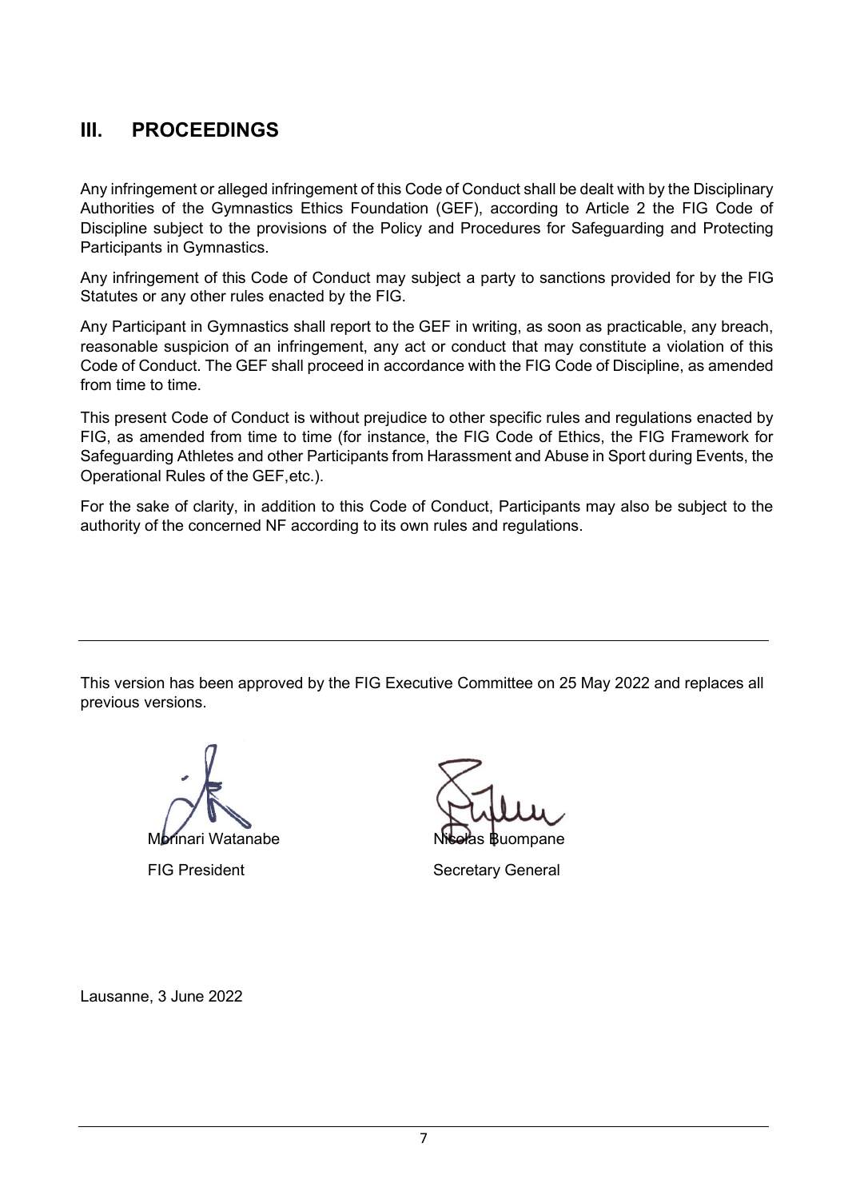## III. PROCEEDINGS

Any infringement or alleged infringement of this Code of Conduct shall be dealt with by the Disciplinary Authorities of the Gymnastics Ethics Foundation (GEF), according to Article 2 the FIG Code of Discipline subject to the provisions of the Policy and Procedures for Safeguarding and Protecting Participants in Gymnastics.

Any infringement of this Code of Conduct may subject a party to sanctions provided for by the FIG Statutes or any other rules enacted by the FIG.

Any Participant in Gymnastics shall report to the GEF in writing, as soon as practicable, any breach, reasonable suspicion of an infringement, any act or conduct that may constitute a violation of this Code of Conduct. The GEF shall proceed in accordance with the FIG Code of Discipline, as amended from time to time.

This present Code of Conduct is without prejudice to other specific rules and regulations enacted by FIG, as amended from time to time (for instance, the FIG Code of Ethics, the FIG Framework for Safeguarding Athletes and other Participants from Harassment and Abuse in Sport during Events, the Operational Rules of the GEF,etc.).

For the sake of clarity, in addition to this Code of Conduct, Participants may also be subject to the authority of the concerned NF according to its own rules and regulations.

---

This version has been approved by the FIG Executive Committee on 25 May 2022 and replaces all previous versions.

Morinari Watanabe
FIG President

Nicolas Buompane
Secretary General

Lausanne, 3 June 2022